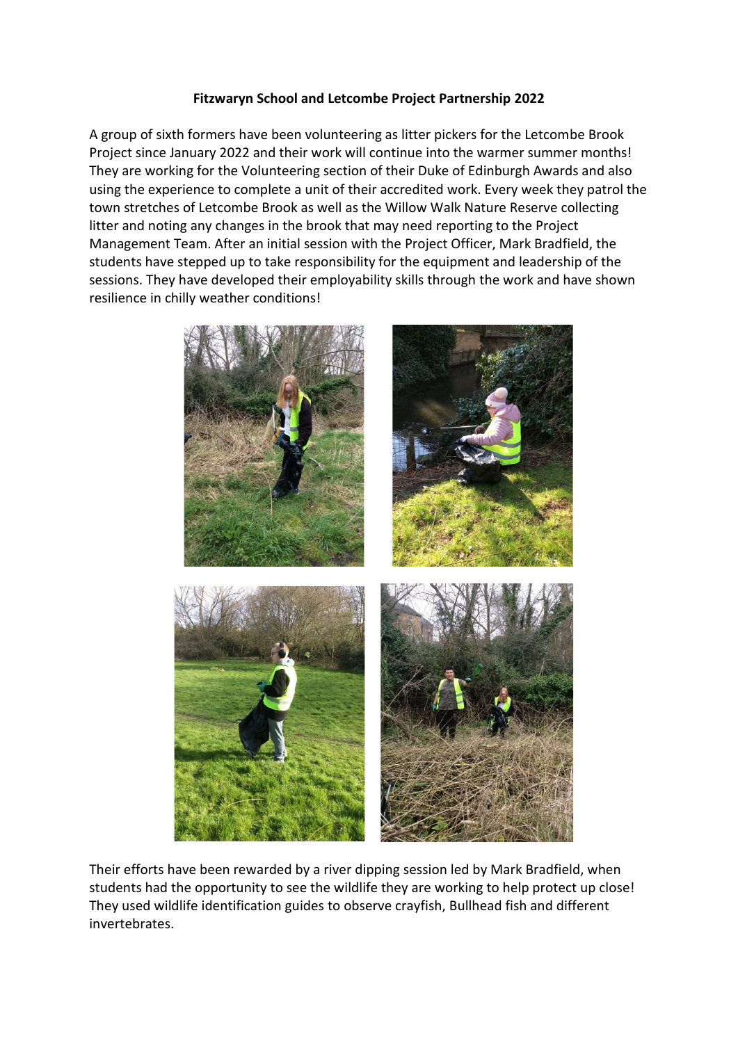**Fitzwaryn School and Letcombe Project Partnership 2022**

A group of sixth formers have been volunteering as litter pickers for the Letcombe Brook Project since January 2022 and their work will continue into the warmer summer months! They are working for the Volunteering section of their Duke of Edinburgh Awards and also using the experience to complete a unit of their accredited work. Every week they patrol the town stretches of Letcombe Brook as well as the Willow Walk Nature Reserve collecting litter and noting any changes in the brook that may need reporting to the Project Management Team. After an initial session with the Project Officer, Mark Bradfield, the students have stepped up to take responsibility for the equipment and leadership of the sessions. They have developed their employability skills through the work and have shown resilience in chilly weather conditions!

Their efforts have been rewarded by a river dipping session led by Mark Bradfield, when students had the opportunity to see the wildlife they are working to help protect up close! They used wildlife identification guides to observe crayfish, Bullhead fish and different invertebrates.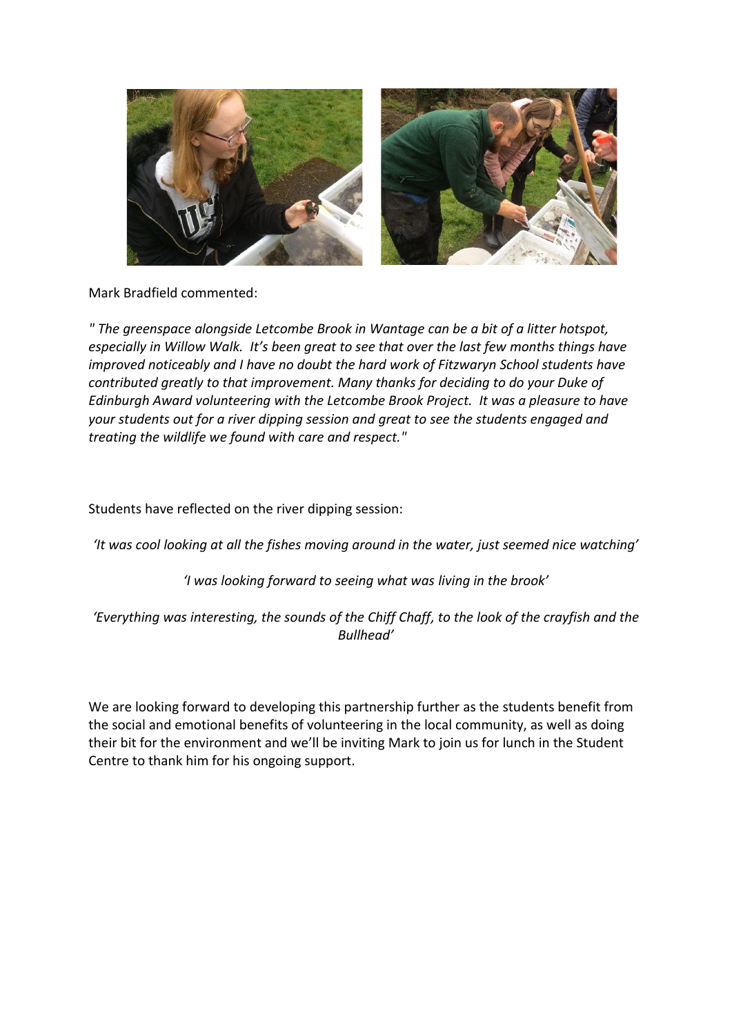Mark Bradfield commented:

*" The greenspace alongside Letcombe Brook in Wantage can be a bit of a litter hotspot, especially in Willow Walk. It's been great to see that over the last few months things have improved noticeably and I have no doubt the hard work of Fitzwaryn School students have contributed greatly to that improvement. Many thanks for deciding to do your Duke of Edinburgh Award volunteering with the Letcombe Brook Project. It was a pleasure to have your students out for a river dipping session and great to see the students engaged and treating the wildlife we found with care and respect."*

Students have reflected on the river dipping session:

*'It was cool looking at all the fishes moving around in the water, just seemed nice watching'*

*'I was looking forward to seeing what was living in the brook'*

*'Everything was interesting, the sounds of the Chiff Chaff, to the look of the crayfish and the Bullhead'*

We are looking forward to developing this partnership further as the students benefit from the social and emotional benefits of volunteering in the local community, as well as doing their bit for the environment and we'll be inviting Mark to join us for lunch in the Student Centre to thank him for his ongoing support.